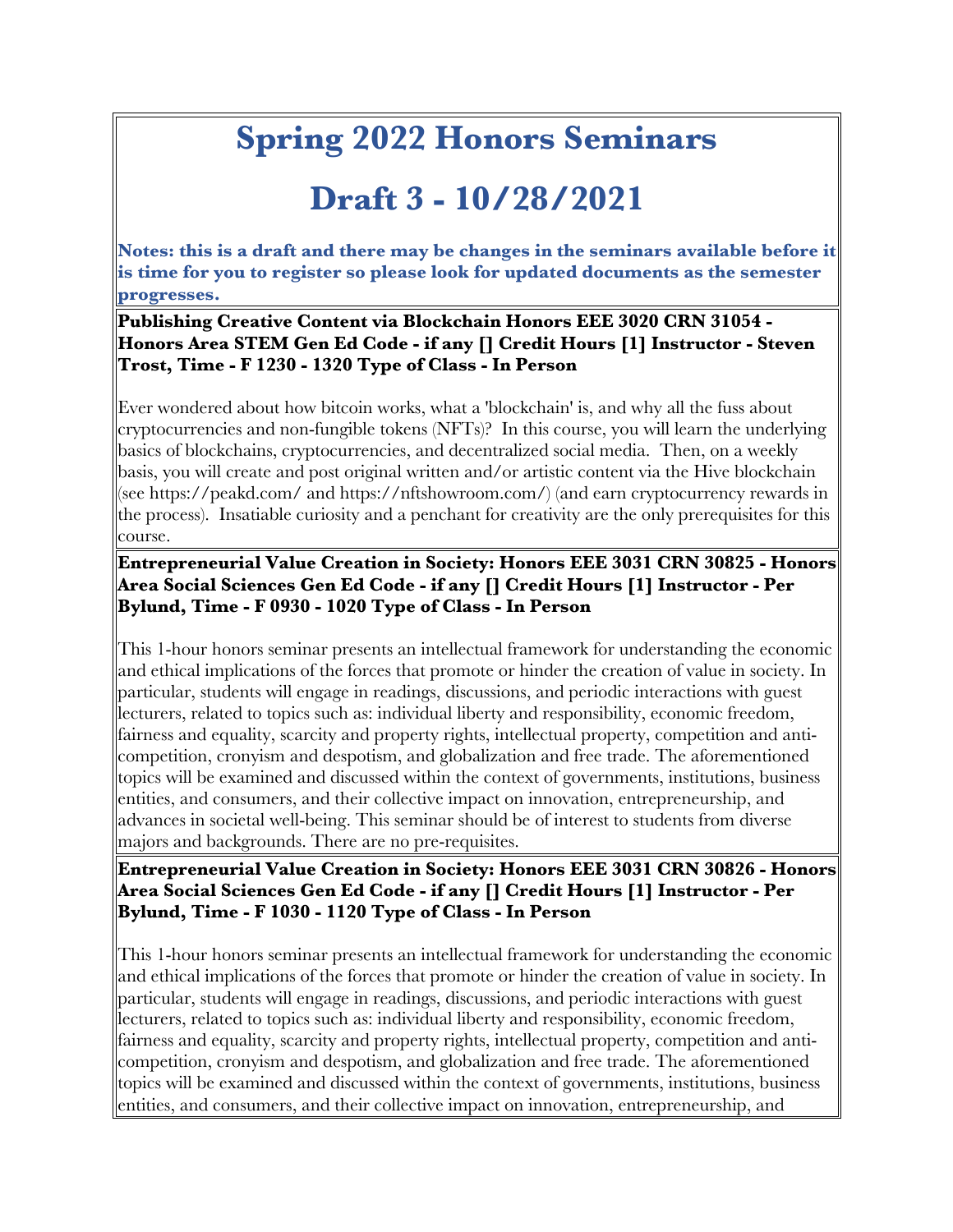# Spring 2022 Honors Seminars

# Draft 3 - 10/28/2021

**Notes: this is a draft and there may be changes in the seminars available before it is time for you to register so please look for updated documents as the semester progresses.**

**Publishing Creative Content via Blockchain Honors EEE 3020 CRN 31054 - Honors Area STEM Gen Ed Code - if any [] Credit Hours [1] Instructor - Steven Trost, Time - F 1230 - 1320 Type of Class - In Person**

Ever wondered about how bitcoin works, what a 'blockchain' is, and why all the fuss about cryptocurrencies and non-fungible tokens (NFTs)? In this course, you will learn the underlying basics of blockchains, cryptocurrencies, and decentralized social media. Then, on a weekly basis, you will create and post original written and/or artistic content via the Hive blockchain (see https://peakd.com/ and https://nftshowroom.com/) (and earn cryptocurrency rewards in the process). Insatiable curiosity and a penchant for creativity are the only prerequisites for this course.

**Entrepreneurial Value Creation in Society: Honors EEE 3031 CRN 30825 - Honors Area Social Sciences Gen Ed Code - if any [] Credit Hours [1] Instructor - Per Bylund, Time - F 0930 - 1020 Type of Class - In Person**

This 1-hour honors seminar presents an intellectual framework for understanding the economic and ethical implications of the forces that promote or hinder the creation of value in society. In particular, students will engage in readings, discussions, and periodic interactions with guest lecturers, related to topics such as: individual liberty and responsibility, economic freedom, fairness and equality, scarcity and property rights, intellectual property, competition and anti-competition, cronyism and despotism, and globalization and free trade. The aforementioned topics will be examined and discussed within the context of governments, institutions, business entities, and consumers, and their collective impact on innovation, entrepreneurship, and advances in societal well-being. This seminar should be of interest to students from diverse majors and backgrounds. There are no pre-requisites.

**Entrepreneurial Value Creation in Society: Honors EEE 3031 CRN 30826 - Honors Area Social Sciences Gen Ed Code - if any [] Credit Hours [1] Instructor - Per Bylund, Time - F 1030 - 1120 Type of Class - In Person**

This 1-hour honors seminar presents an intellectual framework for understanding the economic and ethical implications of the forces that promote or hinder the creation of value in society. In particular, students will engage in readings, discussions, and periodic interactions with guest lecturers, related to topics such as: individual liberty and responsibility, economic freedom, fairness and equality, scarcity and property rights, intellectual property, competition and anti-competition, cronyism and despotism, and globalization and free trade. The aforementioned topics will be examined and discussed within the context of governments, institutions, business entities, and consumers, and their collective impact on innovation, entrepreneurship, and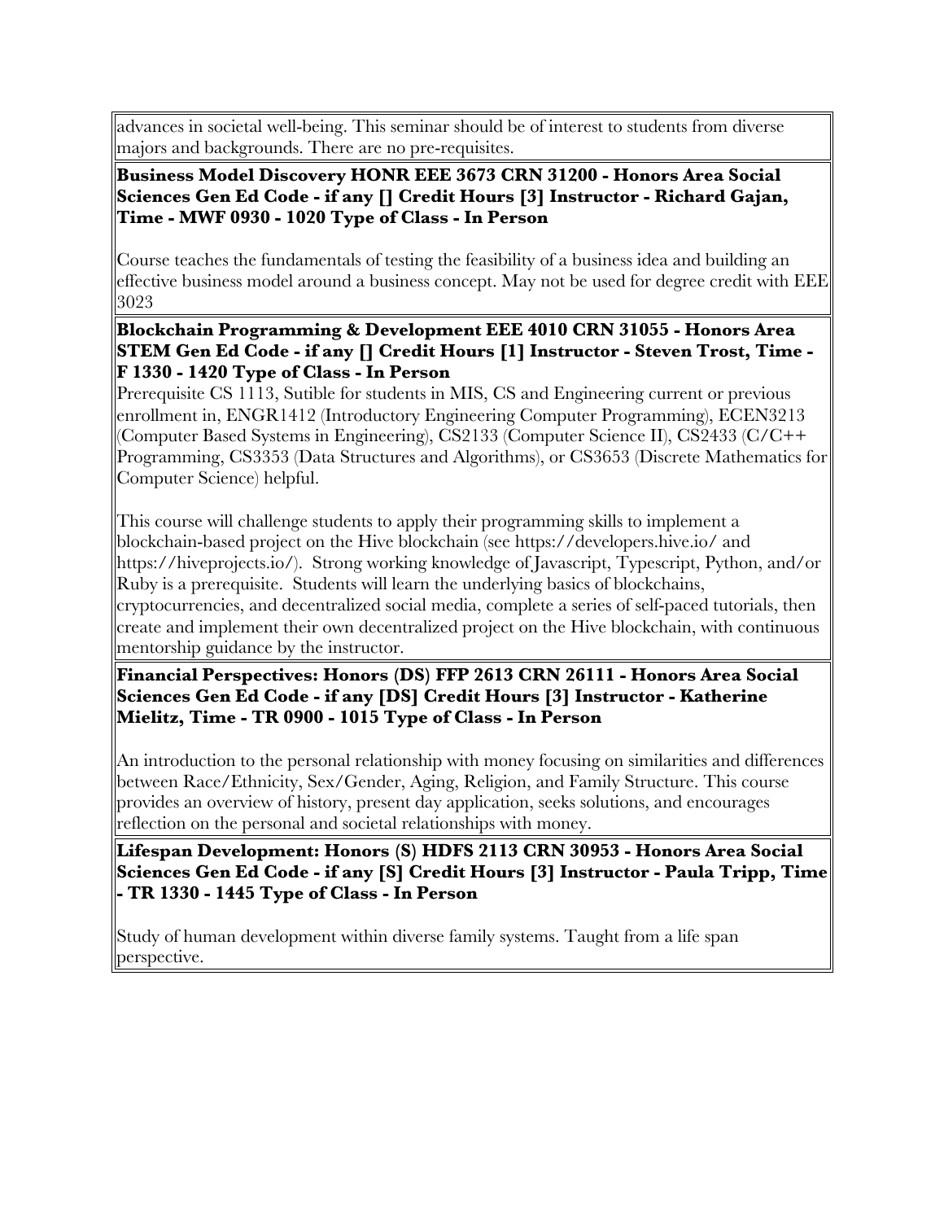advances in societal well-being. This seminar should be of interest to students from diverse majors and backgrounds. There are no pre-requisites.

**Business Model Discovery HONR EEE 3673 CRN 31200 - Honors Area Social Sciences Gen Ed Code - if any [] Credit Hours [3] Instructor - Richard Gajan, Time - MWF 0930 - 1020 Type of Class - In Person**

Course teaches the fundamentals of testing the feasibility of a business idea and building an effective business model around a business concept. May not be used for degree credit with EEE 3023

**Blockchain Programming & Development EEE 4010 CRN 31055 - Honors Area STEM Gen Ed Code - if any [] Credit Hours [1] Instructor - Steven Trost, Time - F 1330 - 1420 Type of Class - In Person**

Prerequisite CS 1113, Sutible for students in MIS, CS and Engineering current or previous enrollment in, ENGR1412 (Introductory Engineering Computer Programming), ECEN3213 (Computer Based Systems in Engineering), CS2133 (Computer Science II), CS2433 (C/C++ Programming, CS3353 (Data Structures and Algorithms), or CS3653 (Discrete Mathematics for Computer Science) helpful.

This course will challenge students to apply their programming skills to implement a blockchain-based project on the Hive blockchain (see https://developers.hive.io/ and https://hiveprojects.io/). Strong working knowledge of Javascript, Typescript, Python, and/or Ruby is a prerequisite. Students will learn the underlying basics of blockchains, cryptocurrencies, and decentralized social media, complete a series of self-paced tutorials, then create and implement their own decentralized project on the Hive blockchain, with continuous mentorship guidance by the instructor.

**Financial Perspectives: Honors (DS) FFP 2613 CRN 26111 - Honors Area Social Sciences Gen Ed Code - if any [DS] Credit Hours [3] Instructor - Katherine Mielitz, Time - TR 0900 - 1015 Type of Class - In Person**

An introduction to the personal relationship with money focusing on similarities and differences between Race/Ethnicity, Sex/Gender, Aging, Religion, and Family Structure. This course provides an overview of history, present day application, seeks solutions, and encourages reflection on the personal and societal relationships with money.

**Lifespan Development: Honors (S) HDFS 2113 CRN 30953 - Honors Area Social Sciences Gen Ed Code - if any [S] Credit Hours [3] Instructor - Paula Tripp, Time - TR 1330 - 1445 Type of Class - In Person**

Study of human development within diverse family systems. Taught from a life span perspective.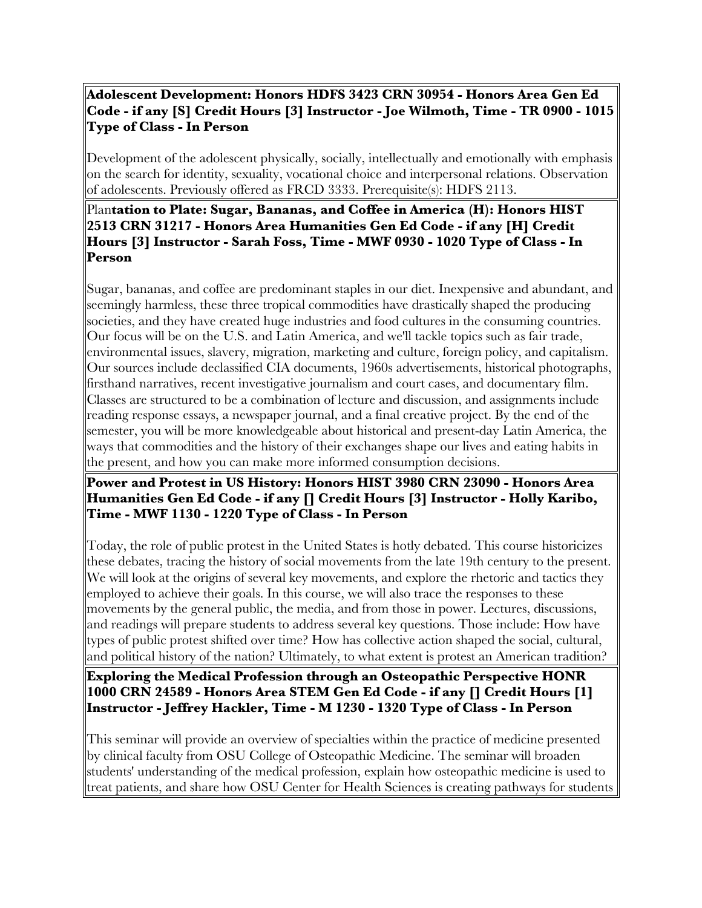**Adolescent Development: Honors HDFS 3423 CRN 30954 - Honors Area Gen Ed Code - if any [S] Credit Hours [3] Instructor - Joe Wilmoth, Time - TR 0900 - 1015 Type of Class - In Person**

Development of the adolescent physically, socially, intellectually and emotionally with emphasis on the search for identity, sexuality, vocational choice and interpersonal relations. Observation of adolescents. Previously offered as FRCD 3333. Prerequisite(s): HDFS 2113.

Plan**tation to Plate: Sugar, Bananas, and Coffee in America (H): Honors HIST 2513 CRN 31217 - Honors Area Humanities Gen Ed Code - if any [H] Credit Hours [3] Instructor - Sarah Foss, Time - MWF 0930 - 1020 Type of Class - In Person**

Sugar, bananas, and coffee are predominant staples in our diet. Inexpensive and abundant, and seemingly harmless, these three tropical commodities have drastically shaped the producing societies, and they have created huge industries and food cultures in the consuming countries. Our focus will be on the U.S. and Latin America, and we'll tackle topics such as fair trade, environmental issues, slavery, migration, marketing and culture, foreign policy, and capitalism. Our sources include declassified CIA documents, 1960s advertisements, historical photographs, firsthand narratives, recent investigative journalism and court cases, and documentary film. Classes are structured to be a combination of lecture and discussion, and assignments include reading response essays, a newspaper journal, and a final creative project. By the end of the semester, you will be more knowledgeable about historical and present-day Latin America, the ways that commodities and the history of their exchanges shape our lives and eating habits in the present, and how you can make more informed consumption decisions.

**Power and Protest in US History: Honors HIST 3980 CRN 23090 - Honors Area Humanities Gen Ed Code - if any [] Credit Hours [3] Instructor - Holly Karibo, Time - MWF 1130 - 1220 Type of Class - In Person**

Today, the role of public protest in the United States is hotly debated. This course historicizes these debates, tracing the history of social movements from the late 19th century to the present. We will look at the origins of several key movements, and explore the rhetoric and tactics they employed to achieve their goals. In this course, we will also trace the responses to these movements by the general public, the media, and from those in power. Lectures, discussions, and readings will prepare students to address several key questions. Those include: How have types of public protest shifted over time? How has collective action shaped the social, cultural, and political history of the nation? Ultimately, to what extent is protest an American tradition?

**Exploring the Medical Profession through an Osteopathic Perspective HONR 1000 CRN 24589 - Honors Area STEM Gen Ed Code - if any [] Credit Hours [1] Instructor - Jeffrey Hackler, Time - M 1230 - 1320 Type of Class - In Person**

This seminar will provide an overview of specialties within the practice of medicine presented by clinical faculty from OSU College of Osteopathic Medicine. The seminar will broaden students' understanding of the medical profession, explain how osteopathic medicine is used to treat patients, and share how OSU Center for Health Sciences is creating pathways for students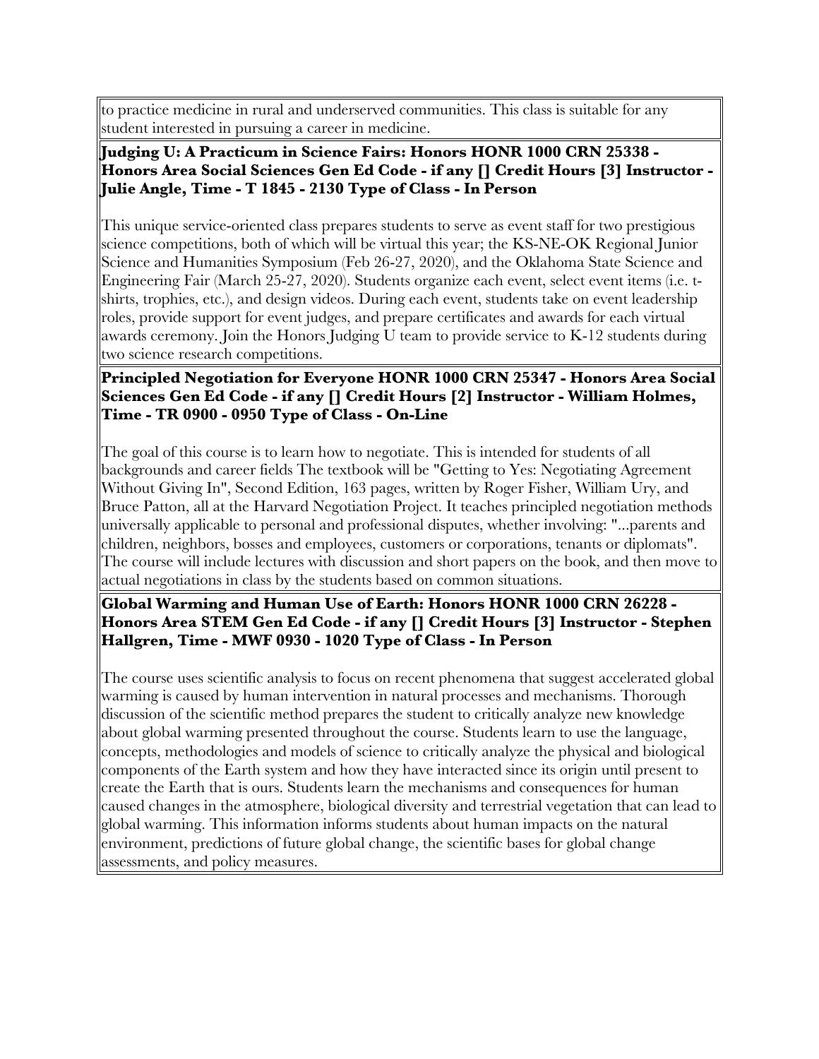to practice medicine in rural and underserved communities. This class is suitable for any student interested in pursuing a career in medicine.

**Judging U: A Practicum in Science Fairs: Honors HONR 1000 CRN 25338 - Honors Area Social Sciences Gen Ed Code - if any [] Credit Hours [3] Instructor - Julie Angle, Time - T 1845 - 2130 Type of Class - In Person**

This unique service-oriented class prepares students to serve as event staff for two prestigious science competitions, both of which will be virtual this year; the KS-NE-OK Regional Junior Science and Humanities Symposium (Feb 26-27, 2020), and the Oklahoma State Science and Engineering Fair (March 25-27, 2020). Students organize each event, select event items (i.e. t-shirts, trophies, etc.), and design videos. During each event, students take on event leadership roles, provide support for event judges, and prepare certificates and awards for each virtual awards ceremony. Join the Honors Judging U team to provide service to K-12 students during two science research competitions.

**Principled Negotiation for Everyone HONR 1000 CRN 25347 - Honors Area Social Sciences Gen Ed Code - if any [] Credit Hours [2] Instructor - William Holmes, Time - TR 0900 - 0950 Type of Class - On-Line**

The goal of this course is to learn how to negotiate. This is intended for students of all backgrounds and career fields The textbook will be "Getting to Yes: Negotiating Agreement Without Giving In", Second Edition, 163 pages, written by Roger Fisher, William Ury, and Bruce Patton, all at the Harvard Negotiation Project. It teaches principled negotiation methods universally applicable to personal and professional disputes, whether involving: "...parents and children, neighbors, bosses and employees, customers or corporations, tenants or diplomats". The course will include lectures with discussion and short papers on the book, and then move to actual negotiations in class by the students based on common situations.

**Global Warming and Human Use of Earth: Honors HONR 1000 CRN 26228 - Honors Area STEM Gen Ed Code - if any [] Credit Hours [3] Instructor - Stephen Hallgren, Time - MWF 0930 - 1020 Type of Class - In Person**

The course uses scientific analysis to focus on recent phenomena that suggest accelerated global warming is caused by human intervention in natural processes and mechanisms. Thorough discussion of the scientific method prepares the student to critically analyze new knowledge about global warming presented throughout the course. Students learn to use the language, concepts, methodologies and models of science to critically analyze the physical and biological components of the Earth system and how they have interacted since its origin until present to create the Earth that is ours. Students learn the mechanisms and consequences for human caused changes in the atmosphere, biological diversity and terrestrial vegetation that can lead to global warming. This information informs students about human impacts on the natural environment, predictions of future global change, the scientific bases for global change assessments, and policy measures.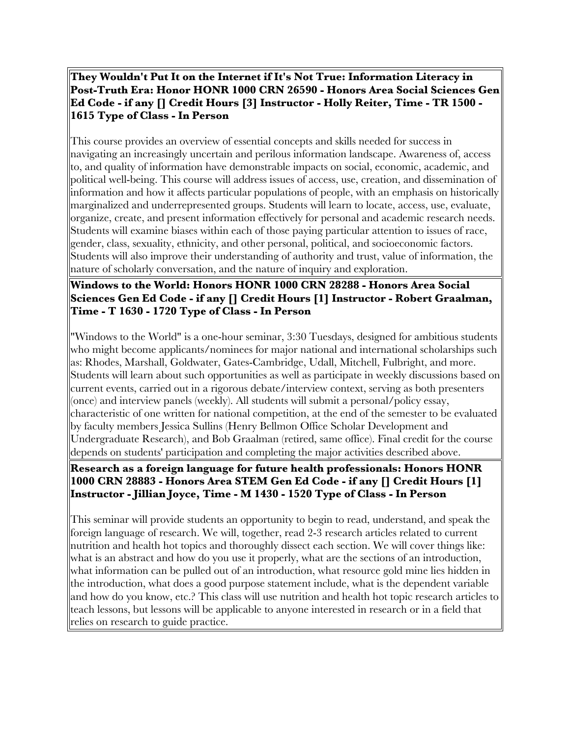**They Wouldn't Put It on the Internet if It's Not True: Information Literacy in Post-Truth Era: Honor HONR 1000 CRN 26590 - Honors Area Social Sciences Gen Ed Code - if any [] Credit Hours [3] Instructor - Holly Reiter, Time - TR 1500 - 1615 Type of Class - In Person**

This course provides an overview of essential concepts and skills needed for success in navigating an increasingly uncertain and perilous information landscape. Awareness of, access to, and quality of information have demonstrable impacts on social, economic, academic, and political well-being. This course will address issues of access, use, creation, and dissemination of information and how it affects particular populations of people, with an emphasis on historically marginalized and underrepresented groups. Students will learn to locate, access, use, evaluate, organize, create, and present information effectively for personal and academic research needs. Students will examine biases within each of those paying particular attention to issues of race, gender, class, sexuality, ethnicity, and other personal, political, and socioeconomic factors. Students will also improve their understanding of authority and trust, value of information, the nature of scholarly conversation, and the nature of inquiry and exploration.

**Windows to the World: Honors HONR 1000 CRN 28288 - Honors Area Social Sciences Gen Ed Code - if any [] Credit Hours [1] Instructor - Robert Graalman, Time - T 1630 - 1720 Type of Class - In Person**

"Windows to the World" is a one-hour seminar, 3:30 Tuesdays, designed for ambitious students who might become applicants/nominees for major national and international scholarships such as: Rhodes, Marshall, Goldwater, Gates-Cambridge, Udall, Mitchell, Fulbright, and more. Students will learn about such opportunities as well as participate in weekly discussions based on current events, carried out in a rigorous debate/interview context, serving as both presenters (once) and interview panels (weekly). All students will submit a personal/policy essay, characteristic of one written for national competition, at the end of the semester to be evaluated by faculty members Jessica Sullins (Henry Bellmon Office Scholar Development and Undergraduate Research), and Bob Graalman (retired, same office). Final credit for the course depends on students' participation and completing the major activities described above.

**Research as a foreign language for future health professionals: Honors HONR 1000 CRN 28883 - Honors Area STEM Gen Ed Code - if any [] Credit Hours [1] Instructor - Jillian Joyce, Time - M 1430 - 1520 Type of Class - In Person**

This seminar will provide students an opportunity to begin to read, understand, and speak the foreign language of research. We will, together, read 2-3 research articles related to current nutrition and health hot topics and thoroughly dissect each section. We will cover things like: what is an abstract and how do you use it properly, what are the sections of an introduction, what information can be pulled out of an introduction, what resource gold mine lies hidden in the introduction, what does a good purpose statement include, what is the dependent variable and how do you know, etc.? This class will use nutrition and health hot topic research articles to teach lessons, but lessons will be applicable to anyone interested in research or in a field that relies on research to guide practice.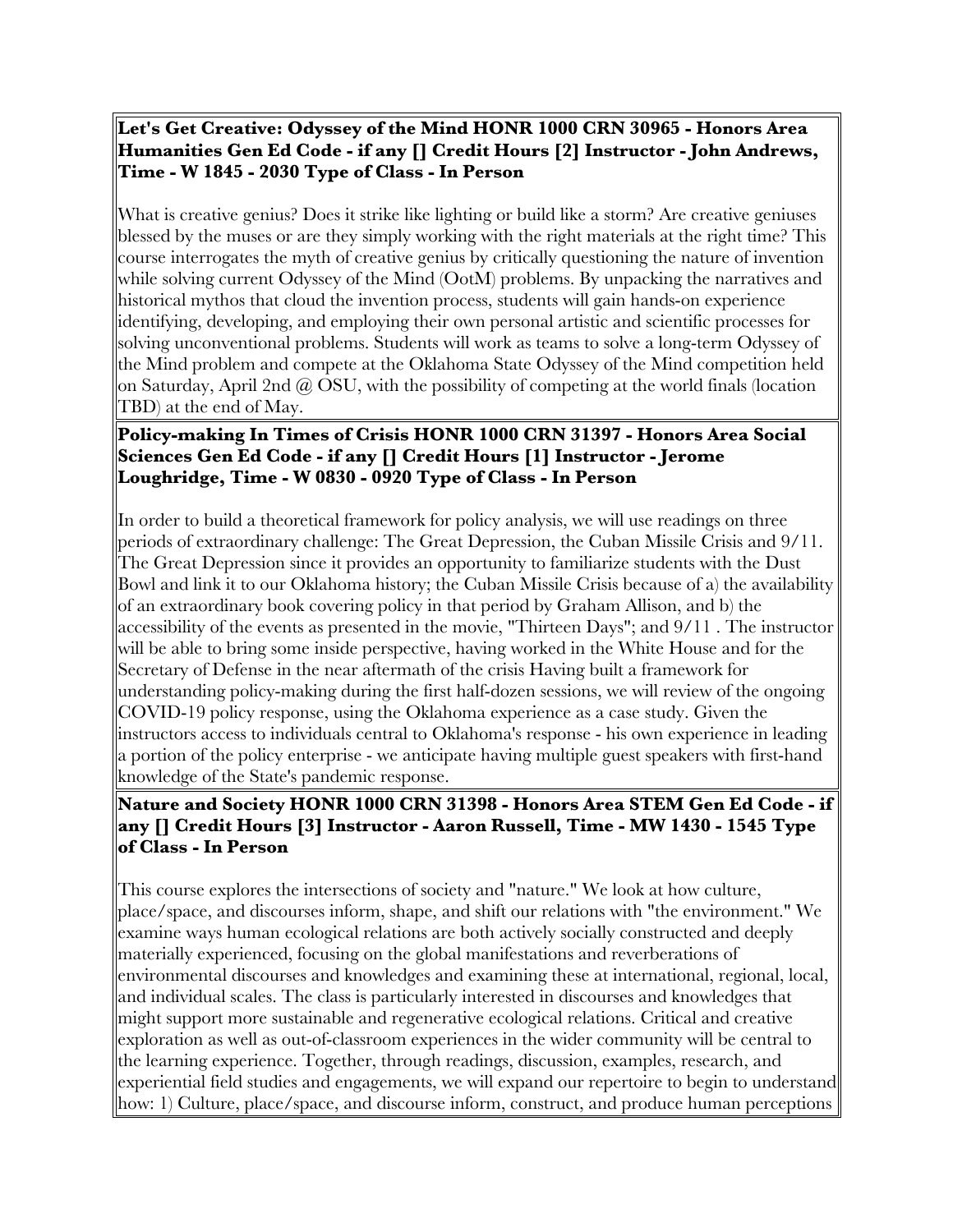**Let's Get Creative: Odyssey of the Mind HONR 1000 CRN 30965 - Honors Area Humanities Gen Ed Code - if any [] Credit Hours [2] Instructor - John Andrews, Time - W 1845 - 2030 Type of Class - In Person**

What is creative genius? Does it strike like lighting or build like a storm? Are creative geniuses blessed by the muses or are they simply working with the right materials at the right time? This course interrogates the myth of creative genius by critically questioning the nature of invention while solving current Odyssey of the Mind (OotM) problems. By unpacking the narratives and historical mythos that cloud the invention process, students will gain hands-on experience identifying, developing, and employing their own personal artistic and scientific processes for solving unconventional problems. Students will work as teams to solve a long-term Odyssey of the Mind problem and compete at the Oklahoma State Odyssey of the Mind competition held on Saturday, April 2nd @ OSU, with the possibility of competing at the world finals (location TBD) at the end of May.

**Policy-making In Times of Crisis HONR 1000 CRN 31397 - Honors Area Social Sciences Gen Ed Code - if any [] Credit Hours [1] Instructor - Jerome Loughridge, Time - W 0830 - 0920 Type of Class - In Person**

In order to build a theoretical framework for policy analysis, we will use readings on three periods of extraordinary challenge: The Great Depression, the Cuban Missile Crisis and 9/11. The Great Depression since it provides an opportunity to familiarize students with the Dust Bowl and link it to our Oklahoma history; the Cuban Missile Crisis because of a) the availability of an extraordinary book covering policy in that period by Graham Allison, and b) the accessibility of the events as presented in the movie, "Thirteen Days"; and 9/11 . The instructor will be able to bring some inside perspective, having worked in the White House and for the Secretary of Defense in the near aftermath of the crisis Having built a framework for understanding policy-making during the first half-dozen sessions, we will review of the ongoing COVID-19 policy response, using the Oklahoma experience as a case study. Given the instructors access to individuals central to Oklahoma's response - his own experience in leading a portion of the policy enterprise - we anticipate having multiple guest speakers with first-hand knowledge of the State's pandemic response.

**Nature and Society HONR 1000 CRN 31398 - Honors Area STEM Gen Ed Code - if any [] Credit Hours [3] Instructor - Aaron Russell, Time - MW 1430 - 1545 Type of Class - In Person**

This course explores the intersections of society and "nature." We look at how culture, place/space, and discourses inform, shape, and shift our relations with "the environment." We examine ways human ecological relations are both actively socially constructed and deeply materially experienced, focusing on the global manifestations and reverberations of environmental discourses and knowledges and examining these at international, regional, local, and individual scales. The class is particularly interested in discourses and knowledges that might support more sustainable and regenerative ecological relations. Critical and creative exploration as well as out-of-classroom experiences in the wider community will be central to the learning experience. Together, through readings, discussion, examples, research, and experiential field studies and engagements, we will expand our repertoire to begin to understand how: 1) Culture, place/space, and discourse inform, construct, and produce human perceptions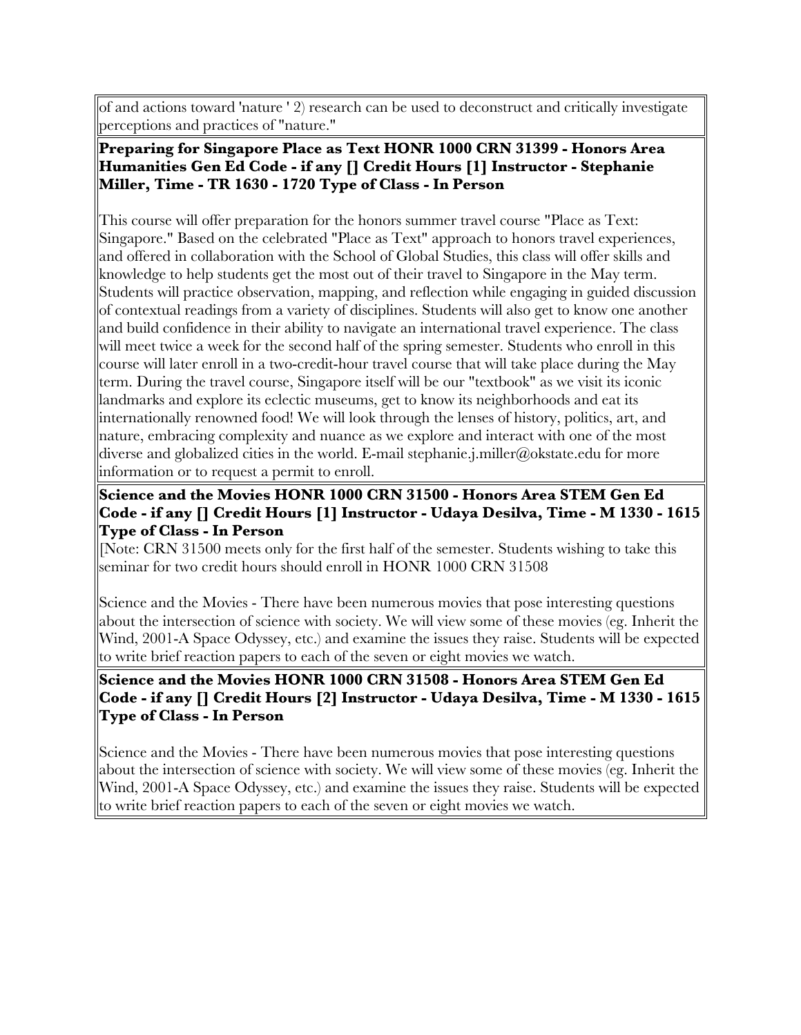of and actions toward 'nature ' 2) research can be used to deconstruct and critically investigate perceptions and practices of "nature."

**Preparing for Singapore Place as Text HONR 1000 CRN 31399 - Honors Area Humanities Gen Ed Code - if any [] Credit Hours [1] Instructor - Stephanie Miller, Time - TR 1630 - 1720 Type of Class - In Person**

This course will offer preparation for the honors summer travel course "Place as Text: Singapore." Based on the celebrated "Place as Text" approach to honors travel experiences, and offered in collaboration with the School of Global Studies, this class will offer skills and knowledge to help students get the most out of their travel to Singapore in the May term. Students will practice observation, mapping, and reflection while engaging in guided discussion of contextual readings from a variety of disciplines. Students will also get to know one another and build confidence in their ability to navigate an international travel experience. The class will meet twice a week for the second half of the spring semester. Students who enroll in this course will later enroll in a two-credit-hour travel course that will take place during the May term. During the travel course, Singapore itself will be our "textbook" as we visit its iconic landmarks and explore its eclectic museums, get to know its neighborhoods and eat its internationally renowned food! We will look through the lenses of history, politics, art, and nature, embracing complexity and nuance as we explore and interact with one of the most diverse and globalized cities in the world. E-mail stephanie.j.miller@okstate.edu for more information or to request a permit to enroll.

**Science and the Movies HONR 1000 CRN 31500 - Honors Area STEM Gen Ed Code - if any [] Credit Hours [1] Instructor - Udaya Desilva, Time - M 1330 - 1615 Type of Class - In Person**

[Note: CRN 31500 meets only for the first half of the semester. Students wishing to take this seminar for two credit hours should enroll in HONR 1000 CRN 31508

Science and the Movies - There have been numerous movies that pose interesting questions about the intersection of science with society. We will view some of these movies (eg. Inherit the Wind, 2001-A Space Odyssey, etc.) and examine the issues they raise. Students will be expected to write brief reaction papers to each of the seven or eight movies we watch.

**Science and the Movies HONR 1000 CRN 31508 - Honors Area STEM Gen Ed Code - if any [] Credit Hours [2] Instructor - Udaya Desilva, Time - M 1330 - 1615 Type of Class - In Person**

Science and the Movies - There have been numerous movies that pose interesting questions about the intersection of science with society. We will view some of these movies (eg. Inherit the Wind, 2001-A Space Odyssey, etc.) and examine the issues they raise. Students will be expected to write brief reaction papers to each of the seven or eight movies we watch.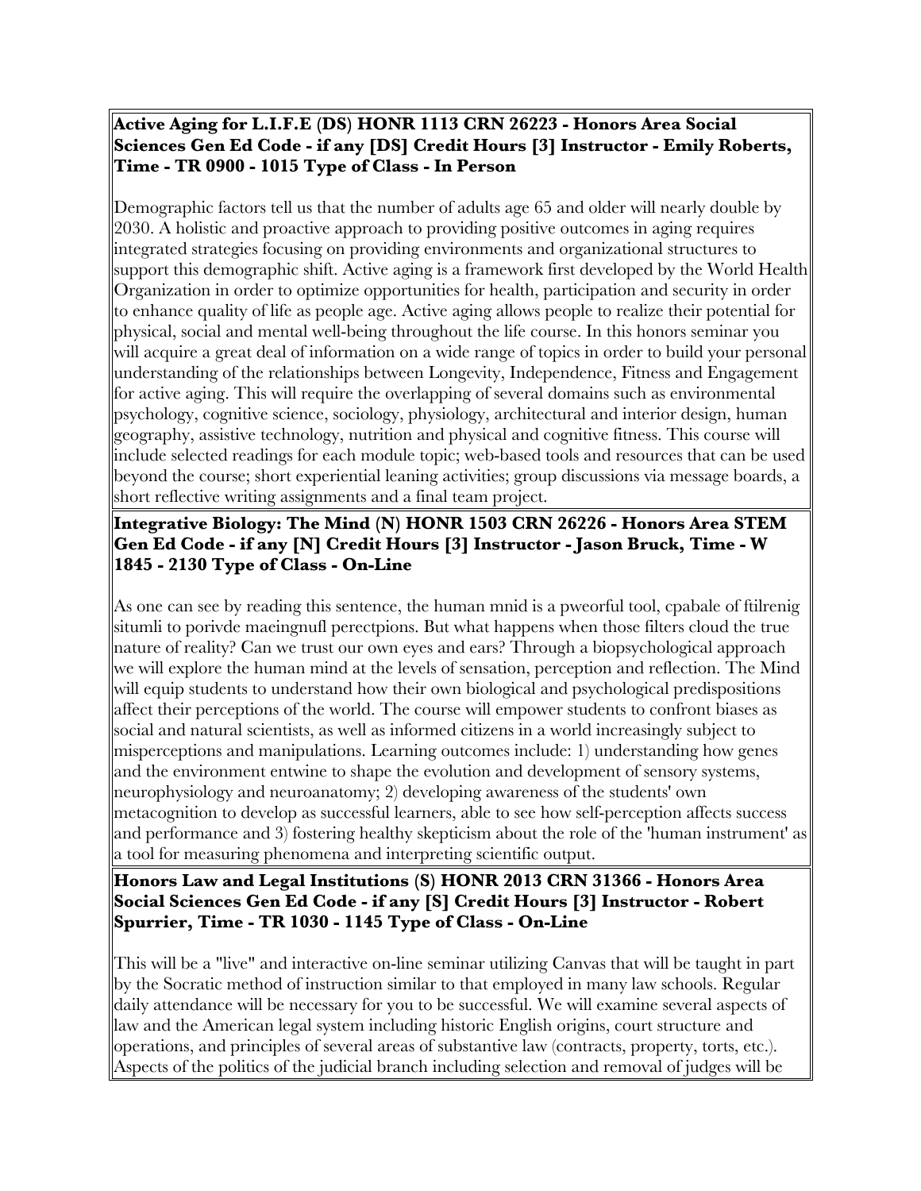**Active Aging for L.I.F.E (DS) HONR 1113 CRN 26223 - Honors Area Social Sciences Gen Ed Code - if any [DS] Credit Hours [3] Instructor - Emily Roberts, Time - TR 0900 - 1015 Type of Class - In Person**

Demographic factors tell us that the number of adults age 65 and older will nearly double by 2030. A holistic and proactive approach to providing positive outcomes in aging requires integrated strategies focusing on providing environments and organizational structures to support this demographic shift. Active aging is a framework first developed by the World Health Organization in order to optimize opportunities for health, participation and security in order to enhance quality of life as people age. Active aging allows people to realize their potential for physical, social and mental well-being throughout the life course. In this honors seminar you will acquire a great deal of information on a wide range of topics in order to build your personal understanding of the relationships between Longevity, Independence, Fitness and Engagement for active aging. This will require the overlapping of several domains such as environmental psychology, cognitive science, sociology, physiology, architectural and interior design, human geography, assistive technology, nutrition and physical and cognitive fitness. This course will include selected readings for each module topic; web-based tools and resources that can be used beyond the course; short experiential leaning activities; group discussions via message boards, a short reflective writing assignments and a final team project.

**Integrative Biology: The Mind (N) HONR 1503 CRN 26226 - Honors Area STEM Gen Ed Code - if any [N] Credit Hours [3] Instructor - Jason Bruck, Time - W 1845 - 2130 Type of Class - On-Line**

As one can see by reading this sentence, the human mnid is a pweorful tool, cpabale of ftilrenig situmli to porivde maeingnufl perectpions. But what happens when those filters cloud the true nature of reality? Can we trust our own eyes and ears? Through a biopsychological approach we will explore the human mind at the levels of sensation, perception and reflection. The Mind will equip students to understand how their own biological and psychological predispositions affect their perceptions of the world. The course will empower students to confront biases as social and natural scientists, as well as informed citizens in a world increasingly subject to misperceptions and manipulations. Learning outcomes include: 1) understanding how genes and the environment entwine to shape the evolution and development of sensory systems, neurophysiology and neuroanatomy; 2) developing awareness of the students' own metacognition to develop as successful learners, able to see how self-perception affects success and performance and 3) fostering healthy skepticism about the role of the 'human instrument' as a tool for measuring phenomena and interpreting scientific output.

**Honors Law and Legal Institutions (S) HONR 2013 CRN 31366 - Honors Area Social Sciences Gen Ed Code - if any [S] Credit Hours [3] Instructor - Robert Spurrier, Time - TR 1030 - 1145 Type of Class - On-Line**

This will be a "live" and interactive on-line seminar utilizing Canvas that will be taught in part by the Socratic method of instruction similar to that employed in many law schools. Regular daily attendance will be necessary for you to be successful. We will examine several aspects of law and the American legal system including historic English origins, court structure and operations, and principles of several areas of substantive law (contracts, property, torts, etc.). Aspects of the politics of the judicial branch including selection and removal of judges will be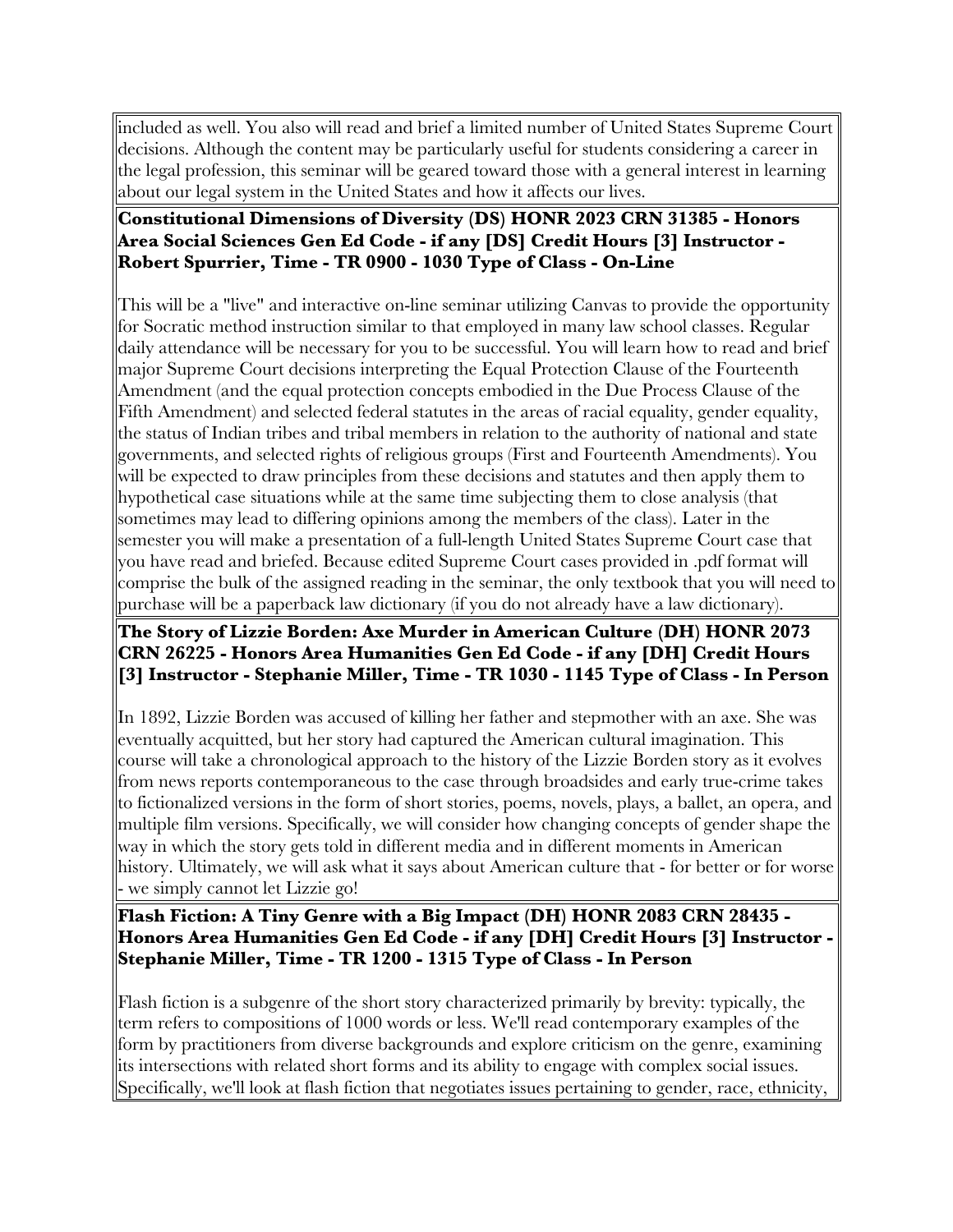included as well. You also will read and brief a limited number of United States Supreme Court decisions. Although the content may be particularly useful for students considering a career in the legal profession, this seminar will be geared toward those with a general interest in learning about our legal system in the United States and how it affects our lives.

**Constitutional Dimensions of Diversity (DS) HONR 2023 CRN 31385 - Honors Area Social Sciences Gen Ed Code - if any [DS] Credit Hours [3] Instructor - Robert Spurrier, Time - TR 0900 - 1030 Type of Class - On-Line**

This will be a "live" and interactive on-line seminar utilizing Canvas to provide the opportunity for Socratic method instruction similar to that employed in many law school classes. Regular daily attendance will be necessary for you to be successful. You will learn how to read and brief major Supreme Court decisions interpreting the Equal Protection Clause of the Fourteenth Amendment (and the equal protection concepts embodied in the Due Process Clause of the Fifth Amendment) and selected federal statutes in the areas of racial equality, gender equality, the status of Indian tribes and tribal members in relation to the authority of national and state governments, and selected rights of religious groups (First and Fourteenth Amendments). You will be expected to draw principles from these decisions and statutes and then apply them to hypothetical case situations while at the same time subjecting them to close analysis (that sometimes may lead to differing opinions among the members of the class). Later in the semester you will make a presentation of a full-length United States Supreme Court case that you have read and briefed. Because edited Supreme Court cases provided in .pdf format will comprise the bulk of the assigned reading in the seminar, the only textbook that you will need to purchase will be a paperback law dictionary (if you do not already have a law dictionary).

**The Story of Lizzie Borden: Axe Murder in American Culture (DH) HONR 2073 CRN 26225 - Honors Area Humanities Gen Ed Code - if any [DH] Credit Hours [3] Instructor - Stephanie Miller, Time - TR 1030 - 1145 Type of Class - In Person**

In 1892, Lizzie Borden was accused of killing her father and stepmother with an axe. She was eventually acquitted, but her story had captured the American cultural imagination. This course will take a chronological approach to the history of the Lizzie Borden story as it evolves from news reports contemporaneous to the case through broadsides and early true-crime takes to fictionalized versions in the form of short stories, poems, novels, plays, a ballet, an opera, and multiple film versions. Specifically, we will consider how changing concepts of gender shape the way in which the story gets told in different media and in different moments in American history. Ultimately, we will ask what it says about American culture that - for better or for worse - we simply cannot let Lizzie go!

**Flash Fiction: A Tiny Genre with a Big Impact (DH) HONR 2083 CRN 28435 - Honors Area Humanities Gen Ed Code - if any [DH] Credit Hours [3] Instructor - Stephanie Miller, Time - TR 1200 - 1315 Type of Class - In Person**

Flash fiction is a subgenre of the short story characterized primarily by brevity: typically, the term refers to compositions of 1000 words or less. We'll read contemporary examples of the form by practitioners from diverse backgrounds and explore criticism on the genre, examining its intersections with related short forms and its ability to engage with complex social issues. Specifically, we'll look at flash fiction that negotiates issues pertaining to gender, race, ethnicity,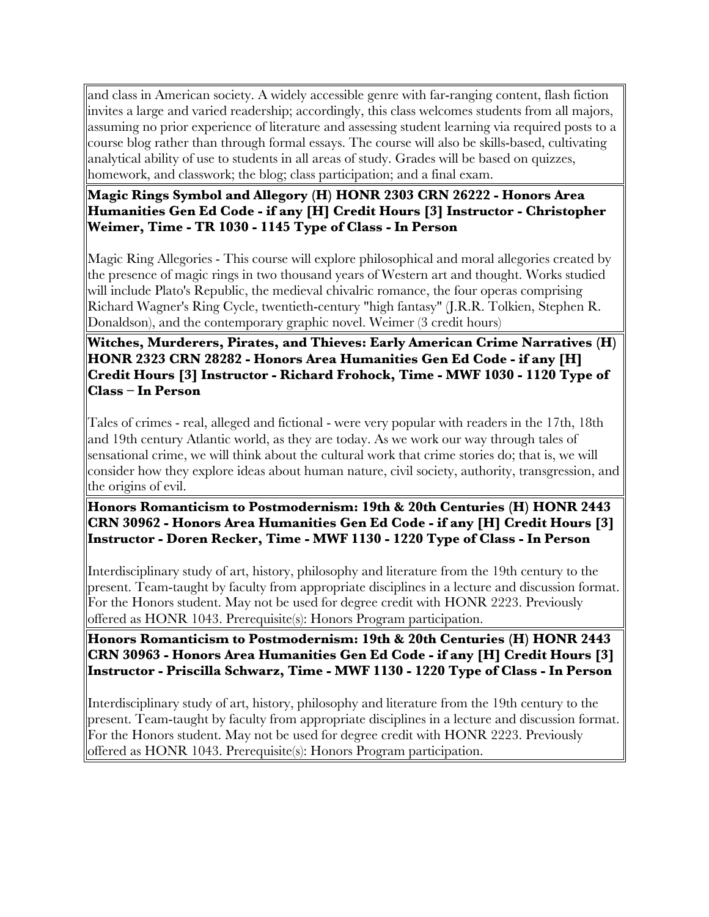and class in American society. A widely accessible genre with far-ranging content, flash fiction invites a large and varied readership; accordingly, this class welcomes students from all majors, assuming no prior experience of literature and assessing student learning via required posts to a course blog rather than through formal essays. The course will also be skills-based, cultivating analytical ability of use to students in all areas of study. Grades will be based on quizzes, homework, and classwork; the blog; class participation; and a final exam.

**Magic Rings Symbol and Allegory (H) HONR 2303 CRN 26222 - Honors Area Humanities Gen Ed Code - if any [H] Credit Hours [3] Instructor - Christopher Weimer, Time - TR 1030 - 1145 Type of Class - In Person**

Magic Ring Allegories - This course will explore philosophical and moral allegories created by the presence of magic rings in two thousand years of Western art and thought. Works studied will include Plato's Republic, the medieval chivalric romance, the four operas comprising Richard Wagner's Ring Cycle, twentieth-century "high fantasy" (J.R.R. Tolkien, Stephen R. Donaldson), and the contemporary graphic novel. Weimer (3 credit hours)

**Witches, Murderers, Pirates, and Thieves: Early American Crime Narratives (H) HONR 2323 CRN 28282 - Honors Area Humanities Gen Ed Code - if any [H] Credit Hours [3] Instructor - Richard Frohock, Time - MWF 1030 - 1120 Type of Class – In Person**

Tales of crimes - real, alleged and fictional - were very popular with readers in the 17th, 18th and 19th century Atlantic world, as they are today. As we work our way through tales of sensational crime, we will think about the cultural work that crime stories do; that is, we will consider how they explore ideas about human nature, civil society, authority, transgression, and the origins of evil.

**Honors Romanticism to Postmodernism: 19th & 20th Centuries (H) HONR 2443 CRN 30962 - Honors Area Humanities Gen Ed Code - if any [H] Credit Hours [3] Instructor - Doren Recker, Time - MWF 1130 - 1220 Type of Class - In Person**

Interdisciplinary study of art, history, philosophy and literature from the 19th century to the present. Team-taught by faculty from appropriate disciplines in a lecture and discussion format. For the Honors student. May not be used for degree credit with HONR 2223. Previously offered as HONR 1043. Prerequisite(s): Honors Program participation.

**Honors Romanticism to Postmodernism: 19th & 20th Centuries (H) HONR 2443 CRN 30963 - Honors Area Humanities Gen Ed Code - if any [H] Credit Hours [3] Instructor - Priscilla Schwarz, Time - MWF 1130 - 1220 Type of Class - In Person**

Interdisciplinary study of art, history, philosophy and literature from the 19th century to the present. Team-taught by faculty from appropriate disciplines in a lecture and discussion format. For the Honors student. May not be used for degree credit with HONR 2223. Previously offered as HONR 1043. Prerequisite(s): Honors Program participation.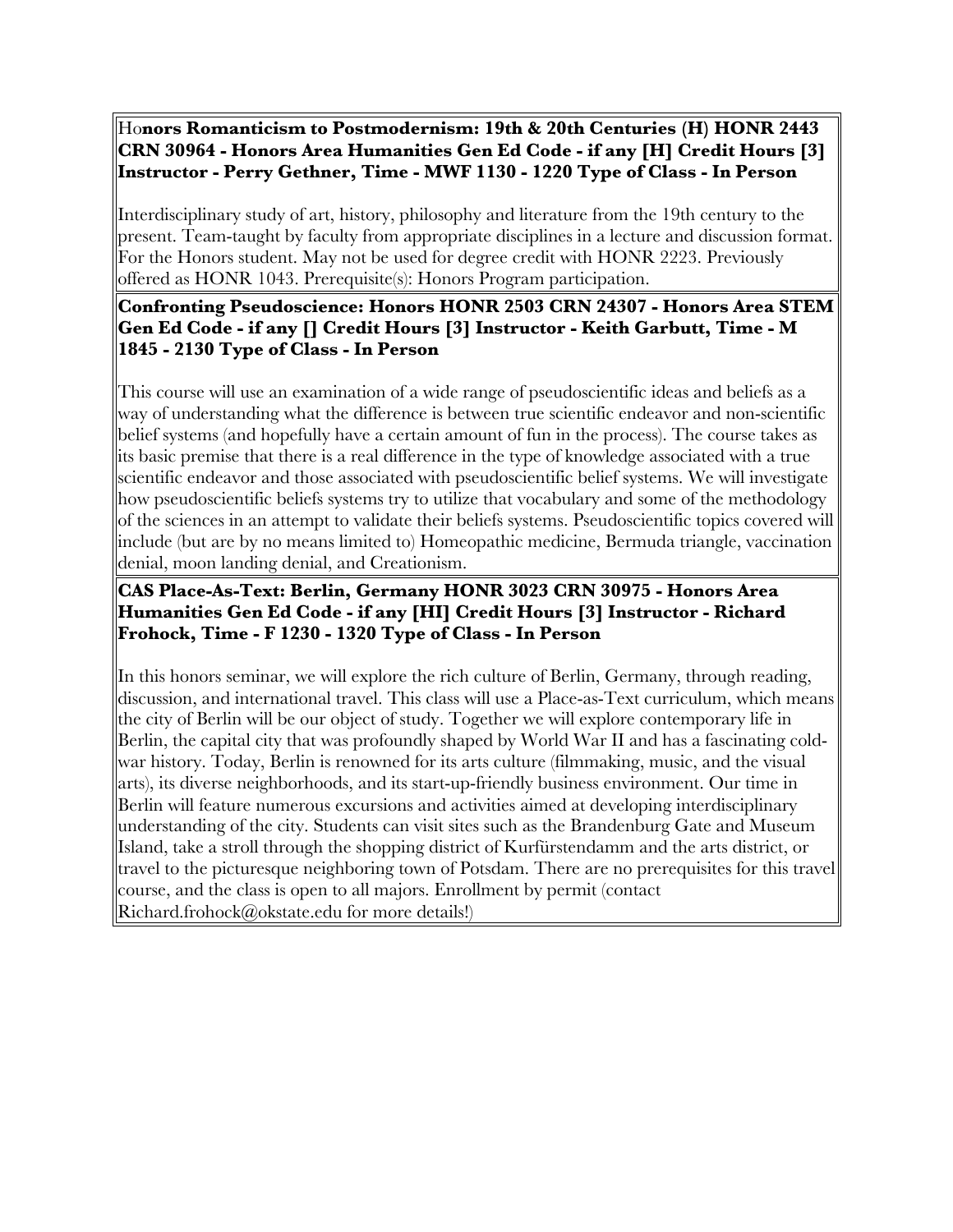Ho**nors Romanticism to Postmodernism: 19th & 20th Centuries (H) HONR 2443 CRN 30964 - Honors Area Humanities Gen Ed Code - if any [H] Credit Hours [3] Instructor - Perry Gethner, Time - MWF 1130 - 1220 Type of Class - In Person**

Interdisciplinary study of art, history, philosophy and literature from the 19th century to the present. Team-taught by faculty from appropriate disciplines in a lecture and discussion format. For the Honors student. May not be used for degree credit with HONR 2223. Previously offered as HONR 1043. Prerequisite(s): Honors Program participation.

**Confronting Pseudoscience: Honors HONR 2503 CRN 24307 - Honors Area STEM Gen Ed Code - if any [] Credit Hours [3] Instructor - Keith Garbutt, Time - M 1845 - 2130 Type of Class - In Person**

This course will use an examination of a wide range of pseudoscientific ideas and beliefs as a way of understanding what the difference is between true scientific endeavor and non-scientific belief systems (and hopefully have a certain amount of fun in the process). The course takes as its basic premise that there is a real difference in the type of knowledge associated with a true scientific endeavor and those associated with pseudoscientific belief systems. We will investigate how pseudoscientific beliefs systems try to utilize that vocabulary and some of the methodology of the sciences in an attempt to validate their beliefs systems. Pseudoscientific topics covered will include (but are by no means limited to) Homeopathic medicine, Bermuda triangle, vaccination denial, moon landing denial, and Creationism.

**CAS Place-As-Text: Berlin, Germany HONR 3023 CRN 30975 - Honors Area Humanities Gen Ed Code - if any [HI] Credit Hours [3] Instructor - Richard Frohock, Time - F 1230 - 1320 Type of Class - In Person**

In this honors seminar, we will explore the rich culture of Berlin, Germany, through reading, discussion, and international travel. This class will use a Place-as-Text curriculum, which means the city of Berlin will be our object of study. Together we will explore contemporary life in Berlin, the capital city that was profoundly shaped by World War II and has a fascinating cold-war history. Today, Berlin is renowned for its arts culture (filmmaking, music, and the visual arts), its diverse neighborhoods, and its start-up-friendly business environment. Our time in Berlin will feature numerous excursions and activities aimed at developing interdisciplinary understanding of the city. Students can visit sites such as the Brandenburg Gate and Museum Island, take a stroll through the shopping district of Kurfürstendamm and the arts district, or travel to the picturesque neighboring town of Potsdam. There are no prerequisites for this travel course, and the class is open to all majors. Enrollment by permit (contact Richard.frohock@okstate.edu for more details!)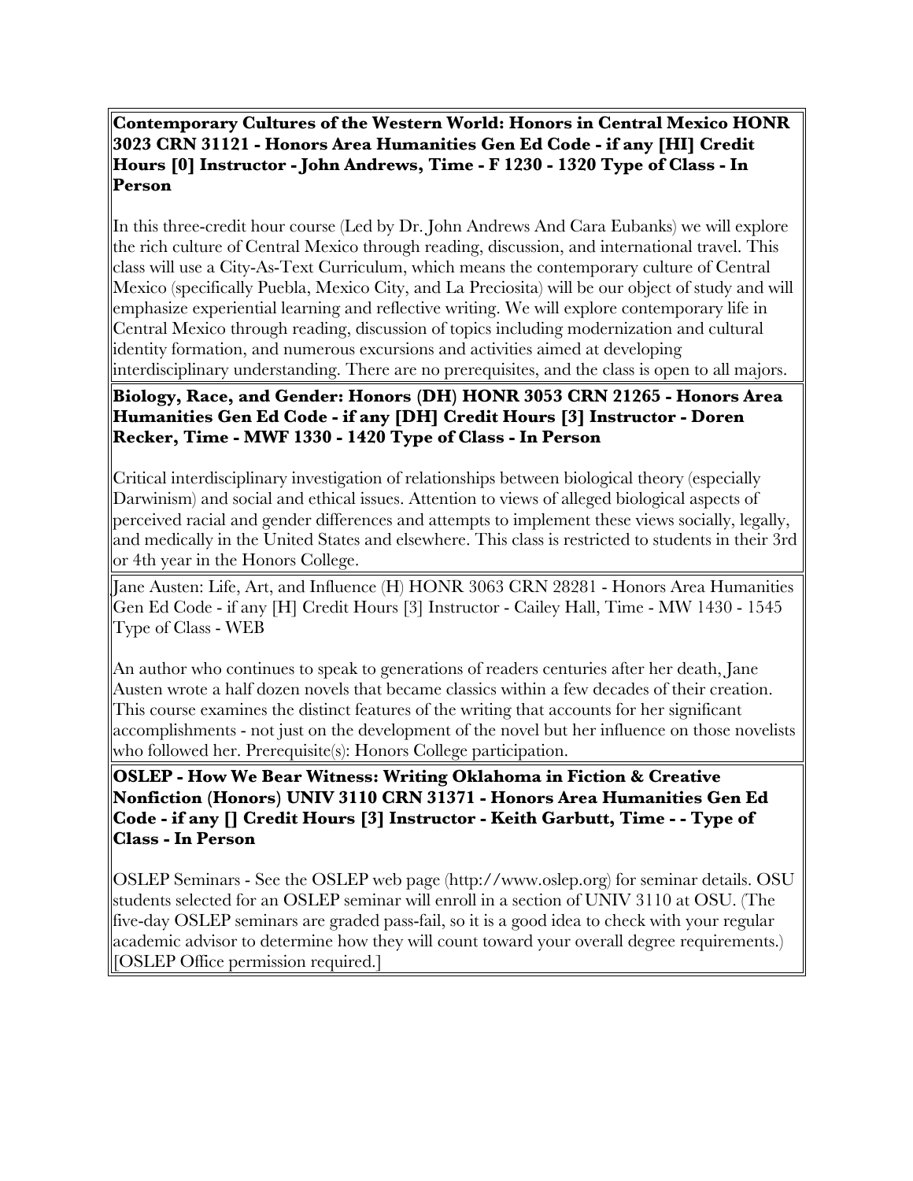**Contemporary Cultures of the Western World: Honors in Central Mexico HONR 3023 CRN 31121 - Honors Area Humanities Gen Ed Code - if any [HI] Credit Hours [0] Instructor - John Andrews, Time - F 1230 - 1320 Type of Class - In Person**

In this three-credit hour course (Led by Dr. John Andrews And Cara Eubanks) we will explore the rich culture of Central Mexico through reading, discussion, and international travel. This class will use a City-As-Text Curriculum, which means the contemporary culture of Central Mexico (specifically Puebla, Mexico City, and La Preciosita) will be our object of study and will emphasize experiential learning and reflective writing. We will explore contemporary life in Central Mexico through reading, discussion of topics including modernization and cultural identity formation, and numerous excursions and activities aimed at developing interdisciplinary understanding. There are no prerequisites, and the class is open to all majors.

**Biology, Race, and Gender: Honors (DH) HONR 3053 CRN 21265 - Honors Area Humanities Gen Ed Code - if any [DH] Credit Hours [3] Instructor - Doren Recker, Time - MWF 1330 - 1420 Type of Class - In Person**

Critical interdisciplinary investigation of relationships between biological theory (especially Darwinism) and social and ethical issues. Attention to views of alleged biological aspects of perceived racial and gender differences and attempts to implement these views socially, legally, and medically in the United States and elsewhere. This class is restricted to students in their 3rd or 4th year in the Honors College.

Jane Austen: Life, Art, and Influence (H) HONR 3063 CRN 28281 - Honors Area Humanities Gen Ed Code - if any [H] Credit Hours [3] Instructor - Cailey Hall, Time - MW 1430 - 1545 Type of Class - WEB

An author who continues to speak to generations of readers centuries after her death, Jane Austen wrote a half dozen novels that became classics within a few decades of their creation. This course examines the distinct features of the writing that accounts for her significant accomplishments - not just on the development of the novel but her influence on those novelists who followed her. Prerequisite(s): Honors College participation.

**OSLEP - How We Bear Witness: Writing Oklahoma in Fiction & Creative Nonfiction (Honors) UNIV 3110 CRN 31371 - Honors Area Humanities Gen Ed Code - if any [] Credit Hours [3] Instructor - Keith Garbutt, Time - - Type of Class - In Person**

OSLEP Seminars - See the OSLEP web page (http://www.oslep.org) for seminar details. OSU students selected for an OSLEP seminar will enroll in a section of UNIV 3110 at OSU. (The five-day OSLEP seminars are graded pass-fail, so it is a good idea to check with your regular academic advisor to determine how they will count toward your overall degree requirements.) [OSLEP Office permission required.]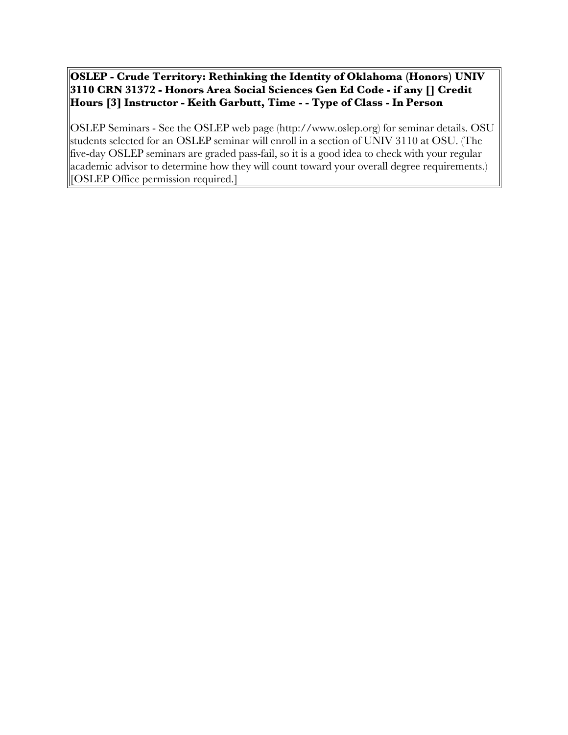**OSLEP - Crude Territory: Rethinking the Identity of Oklahoma (Honors) UNIV 3110 CRN 31372 - Honors Area Social Sciences Gen Ed Code - if any [] Credit Hours [3] Instructor - Keith Garbutt, Time - - Type of Class - In Person**

OSLEP Seminars - See the OSLEP web page (http://www.oslep.org) for seminar details. OSU students selected for an OSLEP seminar will enroll in a section of UNIV 3110 at OSU. (The five-day OSLEP seminars are graded pass-fail, so it is a good idea to check with your regular academic advisor to determine how they will count toward your overall degree requirements.) [OSLEP Office permission required.]